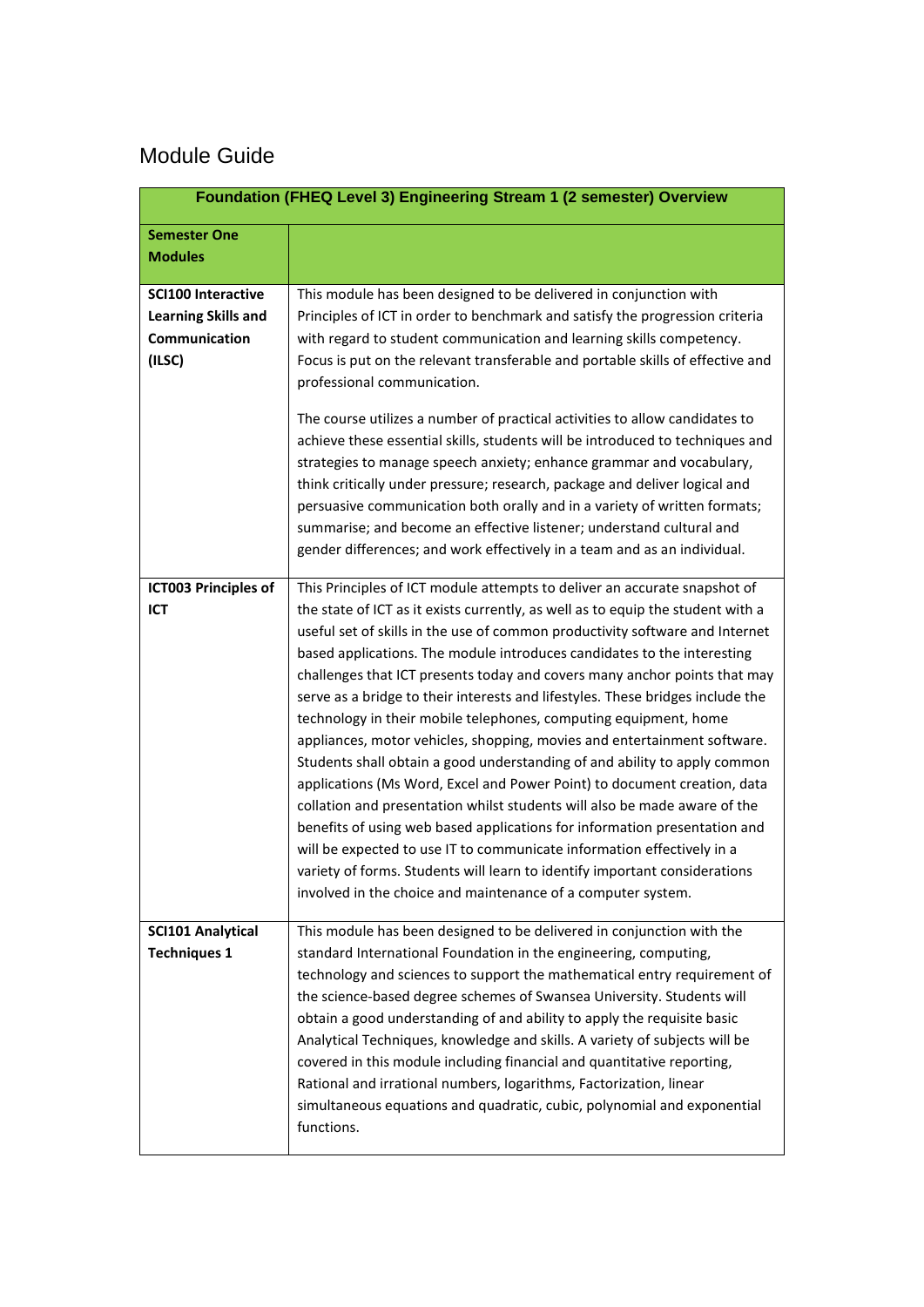# Module Guide

| Foundation (FHEQ Level 3) Engineering Stream 1 (2 semester) Overview | |
|---|---|
| **Semester One Modules** | |
| **SCI100 Interactive Learning Skills and Communication (ILSC)** | This module has been designed to be delivered in conjunction with Principles of ICT in order to benchmark and satisfy the progression criteria with regard to student communication and learning skills competency. Focus is put on the relevant transferable and portable skills of effective and professional communication.<br><br>The course utilizes a number of practical activities to allow candidates to achieve these essential skills, students will be introduced to techniques and strategies to manage speech anxiety; enhance grammar and vocabulary, think critically under pressure; research, package and deliver logical and persuasive communication both orally and in a variety of written formats; summarise; and become an effective listener; understand cultural and gender differences; and work effectively in a team and as an individual. |
| **ICT003 Principles of ICT** | This Principles of ICT module attempts to deliver an accurate snapshot of the state of ICT as it exists currently, as well as to equip the student with a useful set of skills in the use of common productivity software and Internet based applications. The module introduces candidates to the interesting challenges that ICT presents today and covers many anchor points that may serve as a bridge to their interests and lifestyles. These bridges include the technology in their mobile telephones, computing equipment, home appliances, motor vehicles, shopping, movies and entertainment software. Students shall obtain a good understanding of and ability to apply common applications (Ms Word, Excel and Power Point) to document creation, data collation and presentation whilst students will also be made aware of the benefits of using web based applications for information presentation and will be expected to use IT to communicate information effectively in a variety of forms. Students will learn to identify important considerations involved in the choice and maintenance of a computer system. |
| **SCI101 Analytical Techniques 1** | This module has been designed to be delivered in conjunction with the standard International Foundation in the engineering, computing, technology and sciences to support the mathematical entry requirement of the science-based degree schemes of Swansea University. Students will obtain a good understanding of and ability to apply the requisite basic Analytical Techniques, knowledge and skills. A variety of subjects will be covered in this module including financial and quantitative reporting, Rational and irrational numbers, logarithms, Factorization, linear simultaneous equations and quadratic, cubic, polynomial and exponential functions. |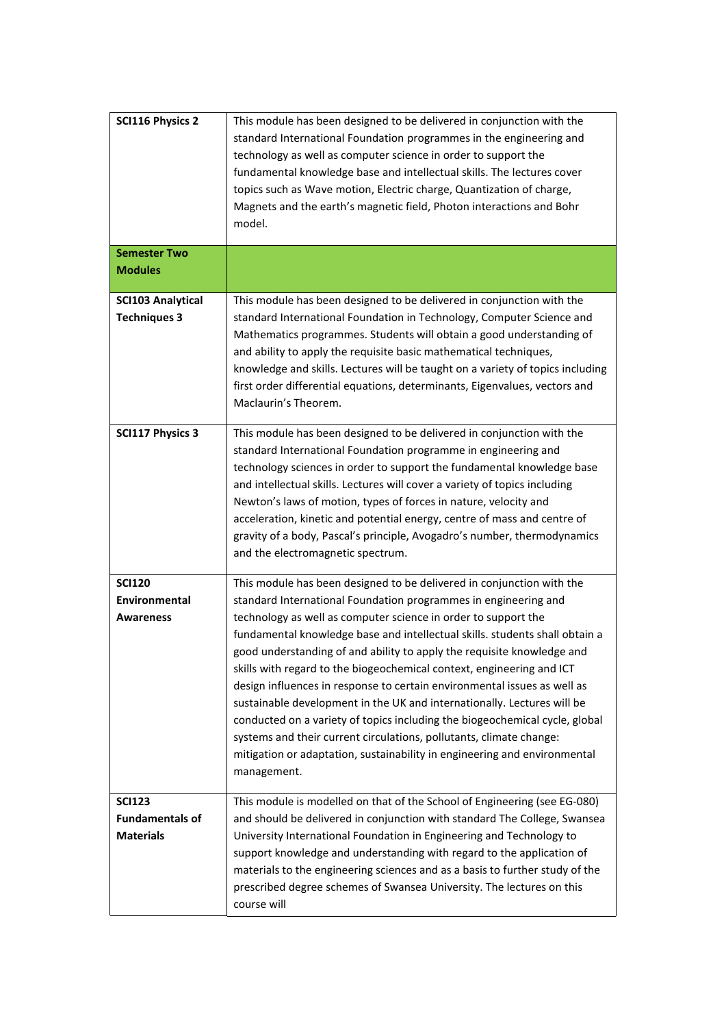| | |
|---|---|
| **SCI116 Physics 2** | This module has been designed to be delivered in conjunction with the standard International Foundation programmes in the engineering and technology as well as computer science in order to support the fundamental knowledge base and intellectual skills. The lectures cover topics such as Wave motion, Electric charge, Quantization of charge, Magnets and the earth's magnetic field, Photon interactions and Bohr model. |
| **Semester Two Modules** | |
| **SCI103 Analytical Techniques 3** | This module has been designed to be delivered in conjunction with the standard International Foundation in Technology, Computer Science and Mathematics programmes. Students will obtain a good understanding of and ability to apply the requisite basic mathematical techniques, knowledge and skills. Lectures will be taught on a variety of topics including first order differential equations, determinants, Eigenvalues, vectors and Maclaurin's Theorem. |
| **SCI117 Physics 3** | This module has been designed to be delivered in conjunction with the standard International Foundation programme in engineering and technology sciences in order to support the fundamental knowledge base and intellectual skills. Lectures will cover a variety of topics including Newton's laws of motion, types of forces in nature, velocity and acceleration, kinetic and potential energy, centre of mass and centre of gravity of a body, Pascal's principle, Avogadro's number, thermodynamics and the electromagnetic spectrum. |
| **SCI120 Environmental Awareness** | This module has been designed to be delivered in conjunction with the standard International Foundation programmes in engineering and technology as well as computer science in order to support the fundamental knowledge base and intellectual skills. students shall obtain a good understanding of and ability to apply the requisite knowledge and skills with regard to the biogeochemical context, engineering and ICT design influences in response to certain environmental issues as well as sustainable development in the UK and internationally. Lectures will be conducted on a variety of topics including the biogeochemical cycle, global systems and their current circulations, pollutants, climate change: mitigation or adaptation, sustainability in engineering and environmental management. |
| **SCI123 Fundamentals of Materials** | This module is modelled on that of the School of Engineering (see EG-080) and should be delivered in conjunction with standard The College, Swansea University International Foundation in Engineering and Technology to support knowledge and understanding with regard to the application of materials to the engineering sciences and as a basis to further study of the prescribed degree schemes of Swansea University. The lectures on this course will |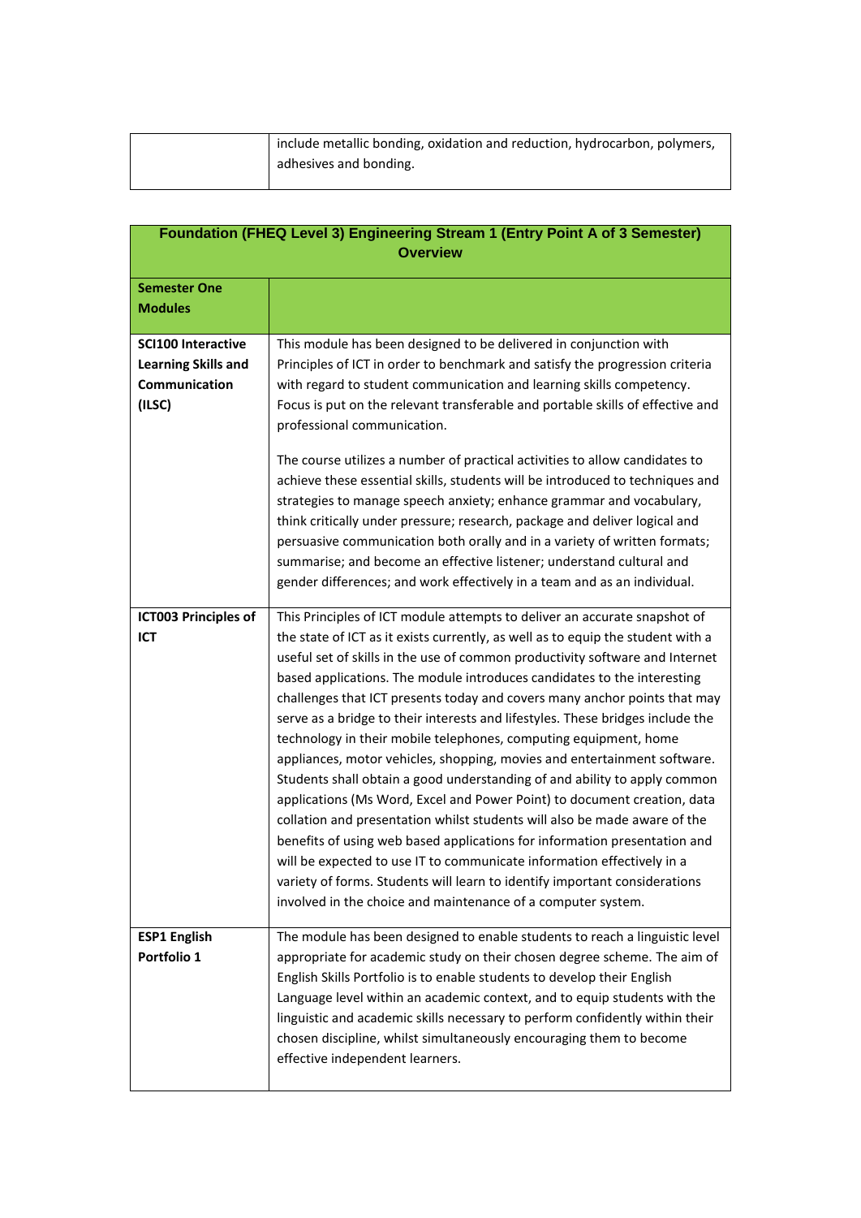| | |
|---|---|
| | include metallic bonding, oxidation and reduction, hydrocarbon, polymers, adhesives and bonding. |

| **Foundation (FHEQ Level 3) Engineering Stream 1 (Entry Point A of 3 Semester) Overview** | |
|---|---|
| **Semester One Modules** | |
| **SCI100 Interactive Learning Skills and Communication (ILSC)** | This module has been designed to be delivered in conjunction with Principles of ICT in order to benchmark and satisfy the progression criteria with regard to student communication and learning skills competency. Focus is put on the relevant transferable and portable skills of effective and professional communication.<br><br>The course utilizes a number of practical activities to allow candidates to achieve these essential skills, students will be introduced to techniques and strategies to manage speech anxiety; enhance grammar and vocabulary, think critically under pressure; research, package and deliver logical and persuasive communication both orally and in a variety of written formats; summarise; and become an effective listener; understand cultural and gender differences; and work effectively in a team and as an individual. |
| **ICT003 Principles of ICT** | This Principles of ICT module attempts to deliver an accurate snapshot of the state of ICT as it exists currently, as well as to equip the student with a useful set of skills in the use of common productivity software and Internet based applications. The module introduces candidates to the interesting challenges that ICT presents today and covers many anchor points that may serve as a bridge to their interests and lifestyles. These bridges include the technology in their mobile telephones, computing equipment, home appliances, motor vehicles, shopping, movies and entertainment software. Students shall obtain a good understanding of and ability to apply common applications (Ms Word, Excel and Power Point) to document creation, data collation and presentation whilst students will also be made aware of the benefits of using web based applications for information presentation and will be expected to use IT to communicate information effectively in a variety of forms. Students will learn to identify important considerations involved in the choice and maintenance of a computer system. |
| **ESP1 English Portfolio 1** | The module has been designed to enable students to reach a linguistic level appropriate for academic study on their chosen degree scheme. The aim of English Skills Portfolio is to enable students to develop their English Language level within an academic context, and to equip students with the linguistic and academic skills necessary to perform confidently within their chosen discipline, whilst simultaneously encouraging them to become effective independent learners. |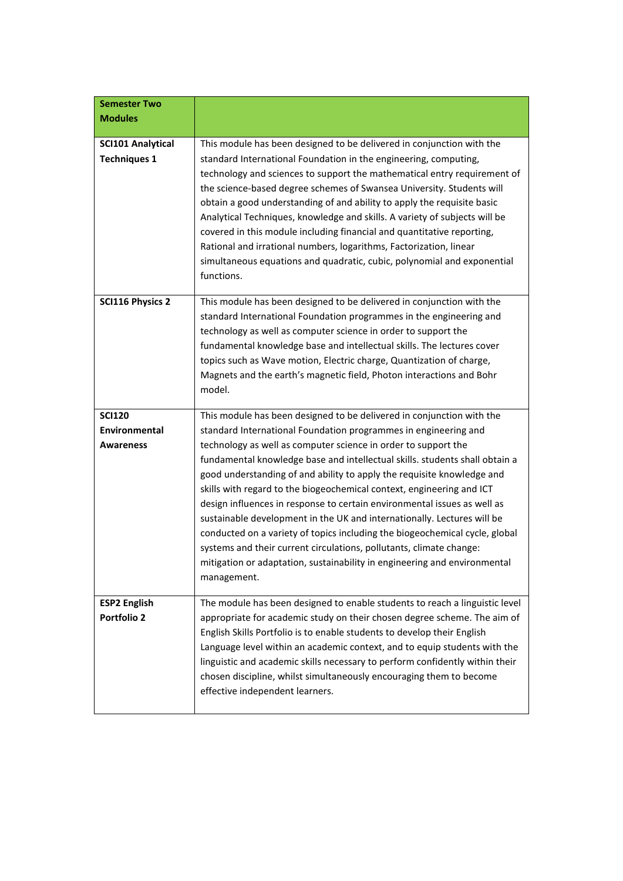| **Semester Two Modules** | |
|---|---|
| **SCI101 Analytical Techniques 1** | This module has been designed to be delivered in conjunction with the standard International Foundation in the engineering, computing, technology and sciences to support the mathematical entry requirement of the science-based degree schemes of Swansea University. Students will obtain a good understanding of and ability to apply the requisite basic Analytical Techniques, knowledge and skills. A variety of subjects will be covered in this module including financial and quantitative reporting, Rational and irrational numbers, logarithms, Factorization, linear simultaneous equations and quadratic, cubic, polynomial and exponential functions. |
| **SCI116 Physics 2** | This module has been designed to be delivered in conjunction with the standard International Foundation programmes in the engineering and technology as well as computer science in order to support the fundamental knowledge base and intellectual skills. The lectures cover topics such as Wave motion, Electric charge, Quantization of charge, Magnets and the earth's magnetic field, Photon interactions and Bohr model. |
| **SCI120 Environmental Awareness** | This module has been designed to be delivered in conjunction with the standard International Foundation programmes in engineering and technology as well as computer science in order to support the fundamental knowledge base and intellectual skills. students shall obtain a good understanding of and ability to apply the requisite knowledge and skills with regard to the biogeochemical context, engineering and ICT design influences in response to certain environmental issues as well as sustainable development in the UK and internationally. Lectures will be conducted on a variety of topics including the biogeochemical cycle, global systems and their current circulations, pollutants, climate change: mitigation or adaptation, sustainability in engineering and environmental management. |
| **ESP2 English Portfolio 2** | The module has been designed to enable students to reach a linguistic level appropriate for academic study on their chosen degree scheme. The aim of English Skills Portfolio is to enable students to develop their English Language level within an academic context, and to equip students with the linguistic and academic skills necessary to perform confidently within their chosen discipline, whilst simultaneously encouraging them to become effective independent learners. |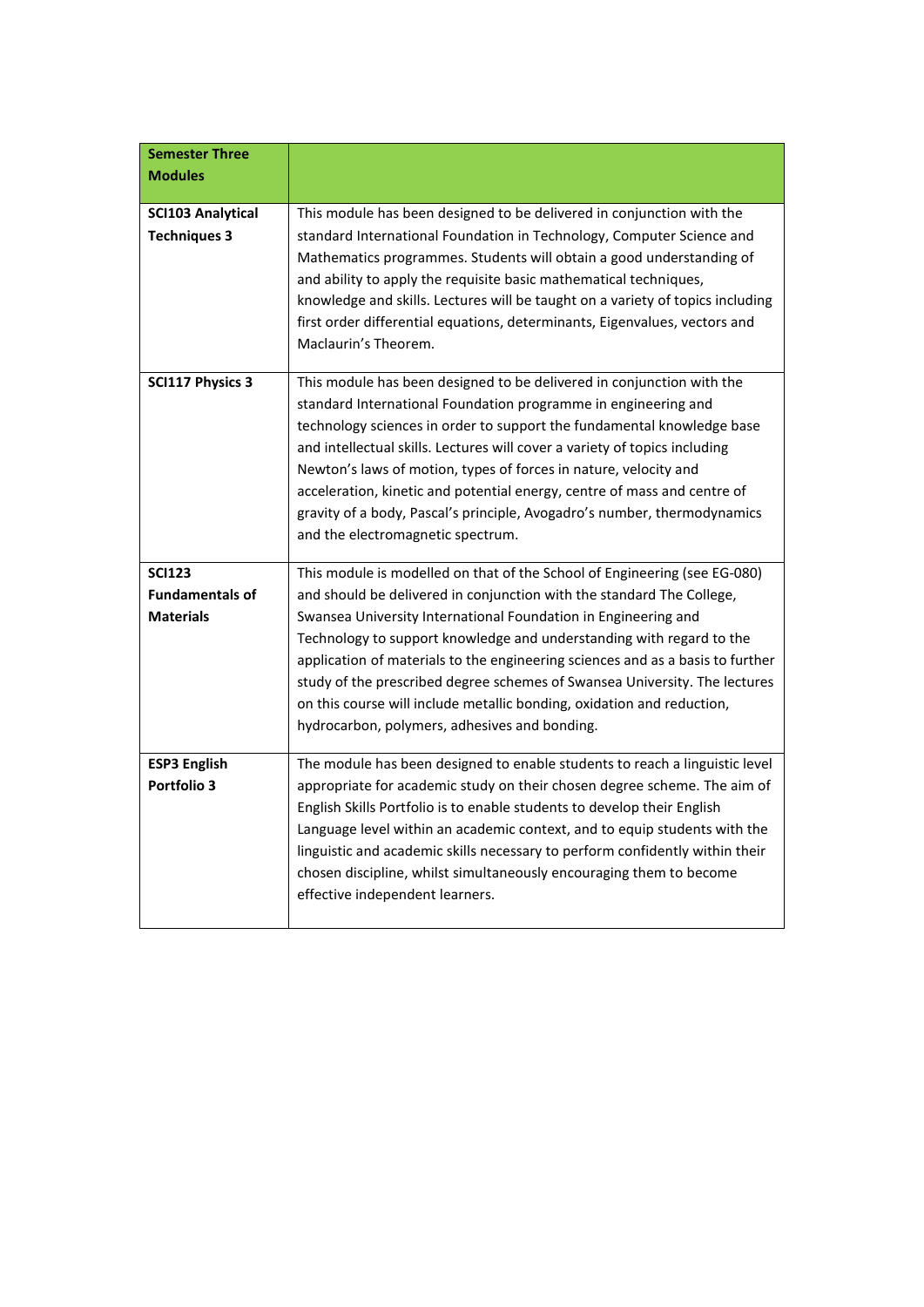| **Semester Three Modules** | |
|---|---|
| **SCI103 Analytical Techniques 3** | This module has been designed to be delivered in conjunction with the standard International Foundation in Technology, Computer Science and Mathematics programmes. Students will obtain a good understanding of and ability to apply the requisite basic mathematical techniques, knowledge and skills. Lectures will be taught on a variety of topics including first order differential equations, determinants, Eigenvalues, vectors and Maclaurin's Theorem. |
| **SCI117 Physics 3** | This module has been designed to be delivered in conjunction with the standard International Foundation programme in engineering and technology sciences in order to support the fundamental knowledge base and intellectual skills. Lectures will cover a variety of topics including Newton's laws of motion, types of forces in nature, velocity and acceleration, kinetic and potential energy, centre of mass and centre of gravity of a body, Pascal's principle, Avogadro's number, thermodynamics and the electromagnetic spectrum. |
| **SCI123 Fundamentals of Materials** | This module is modelled on that of the School of Engineering (see EG-080) and should be delivered in conjunction with the standard The College, Swansea University International Foundation in Engineering and Technology to support knowledge and understanding with regard to the application of materials to the engineering sciences and as a basis to further study of the prescribed degree schemes of Swansea University. The lectures on this course will include metallic bonding, oxidation and reduction, hydrocarbon, polymers, adhesives and bonding. |
| **ESP3 English Portfolio 3** | The module has been designed to enable students to reach a linguistic level appropriate for academic study on their chosen degree scheme. The aim of English Skills Portfolio is to enable students to develop their English Language level within an academic context, and to equip students with the linguistic and academic skills necessary to perform confidently within their chosen discipline, whilst simultaneously encouraging them to become effective independent learners. |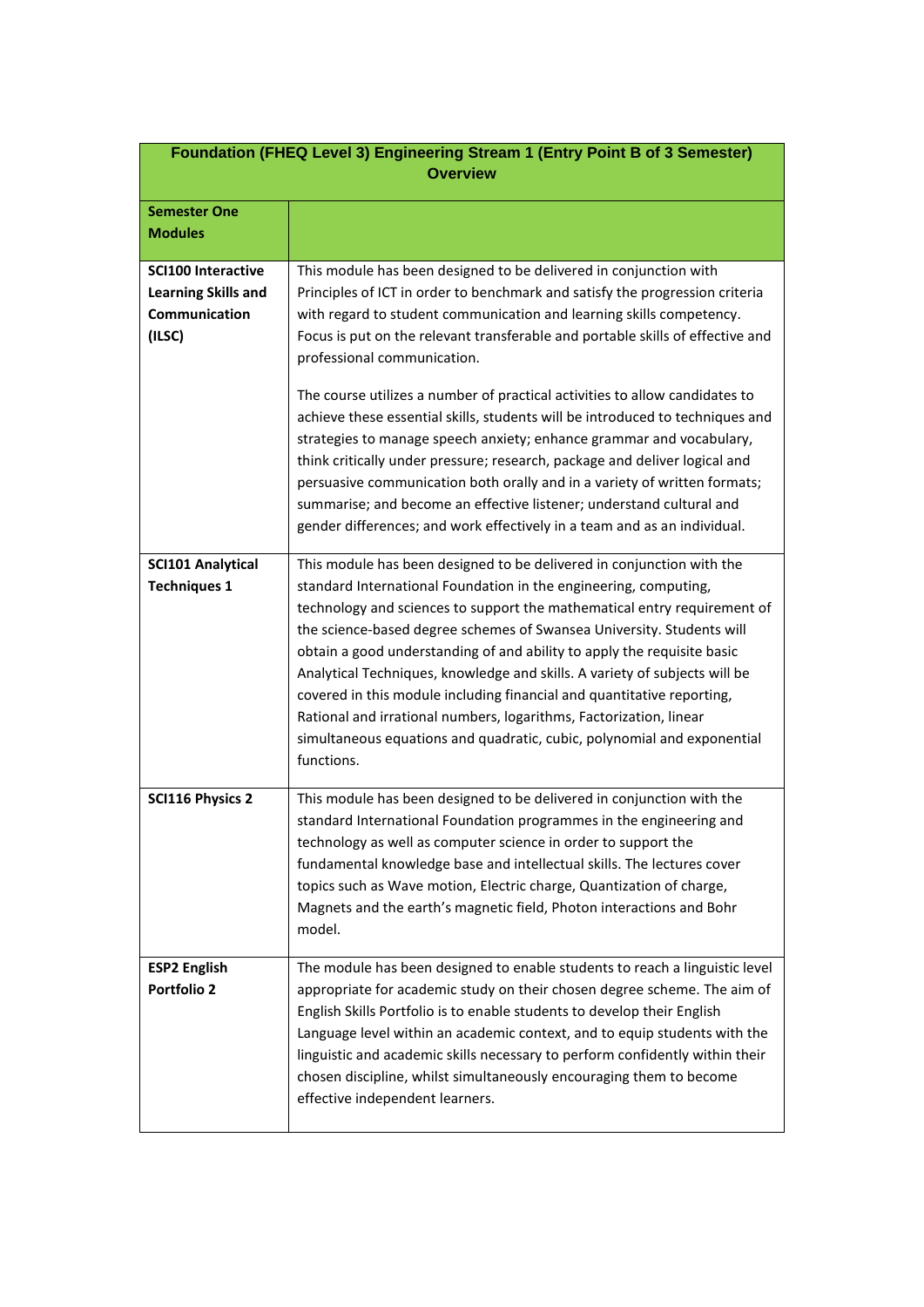| Foundation (FHEQ Level 3) Engineering Stream 1 (Entry Point B of 3 Semester) Overview | |
|---|---|
| **Semester One Modules** | |
| **SCI100 Interactive Learning Skills and Communication (ILSC)** | This module has been designed to be delivered in conjunction with Principles of ICT in order to benchmark and satisfy the progression criteria with regard to student communication and learning skills competency. Focus is put on the relevant transferable and portable skills of effective and professional communication.<br><br>The course utilizes a number of practical activities to allow candidates to achieve these essential skills, students will be introduced to techniques and strategies to manage speech anxiety; enhance grammar and vocabulary, think critically under pressure; research, package and deliver logical and persuasive communication both orally and in a variety of written formats; summarise; and become an effective listener; understand cultural and gender differences; and work effectively in a team and as an individual. |
| **SCI101 Analytical Techniques 1** | This module has been designed to be delivered in conjunction with the standard International Foundation in the engineering, computing, technology and sciences to support the mathematical entry requirement of the science-based degree schemes of Swansea University. Students will obtain a good understanding of and ability to apply the requisite basic Analytical Techniques, knowledge and skills. A variety of subjects will be covered in this module including financial and quantitative reporting, Rational and irrational numbers, logarithms, Factorization, linear simultaneous equations and quadratic, cubic, polynomial and exponential functions. |
| **SCI116 Physics 2** | This module has been designed to be delivered in conjunction with the standard International Foundation programmes in the engineering and technology as well as computer science in order to support the fundamental knowledge base and intellectual skills. The lectures cover topics such as Wave motion, Electric charge, Quantization of charge, Magnets and the earth's magnetic field, Photon interactions and Bohr model. |
| **ESP2 English Portfolio 2** | The module has been designed to enable students to reach a linguistic level appropriate for academic study on their chosen degree scheme. The aim of English Skills Portfolio is to enable students to develop their English Language level within an academic context, and to equip students with the linguistic and academic skills necessary to perform confidently within their chosen discipline, whilst simultaneously encouraging them to become effective independent learners. |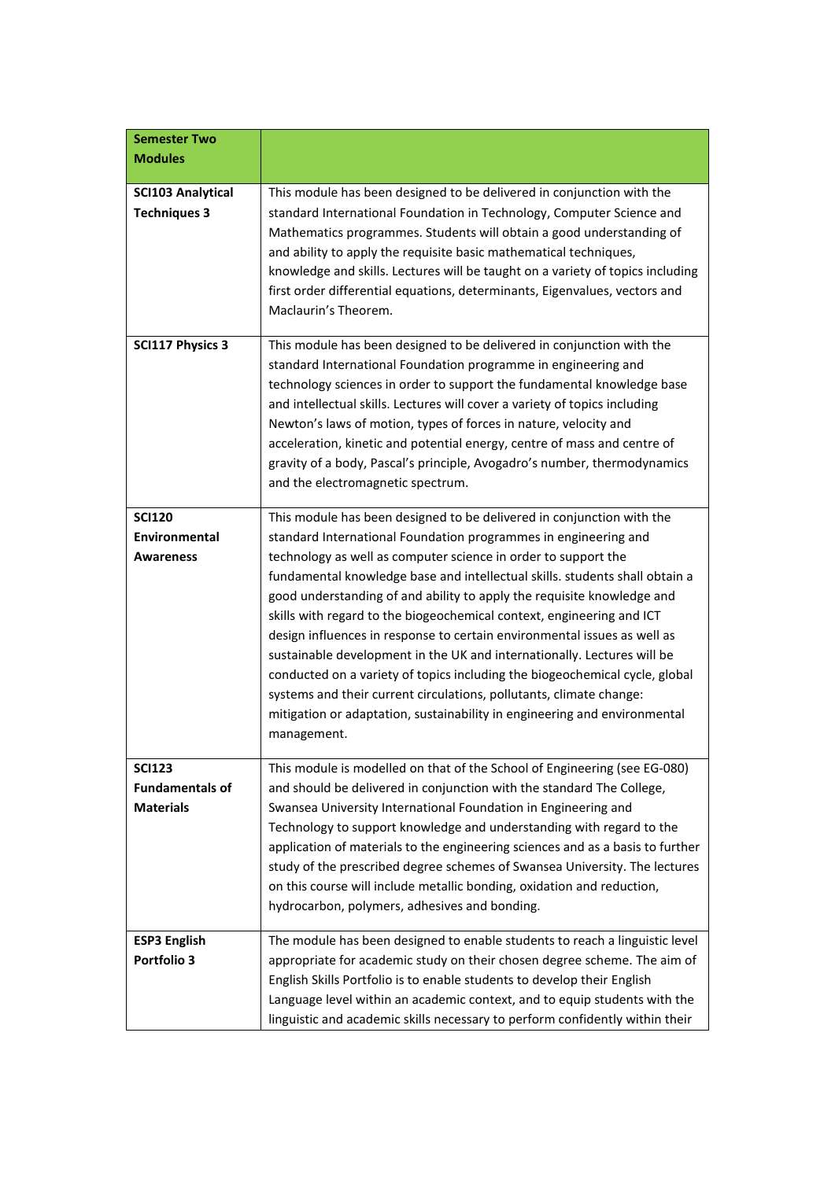| **Semester Two Modules** | |
|---|---|
| **SCI103 Analytical Techniques 3** | This module has been designed to be delivered in conjunction with the standard International Foundation in Technology, Computer Science and Mathematics programmes. Students will obtain a good understanding of and ability to apply the requisite basic mathematical techniques, knowledge and skills. Lectures will be taught on a variety of topics including first order differential equations, determinants, Eigenvalues, vectors and Maclaurin's Theorem. |
| **SCI117 Physics 3** | This module has been designed to be delivered in conjunction with the standard International Foundation programme in engineering and technology sciences in order to support the fundamental knowledge base and intellectual skills. Lectures will cover a variety of topics including Newton's laws of motion, types of forces in nature, velocity and acceleration, kinetic and potential energy, centre of mass and centre of gravity of a body, Pascal's principle, Avogadro's number, thermodynamics and the electromagnetic spectrum. |
| **SCI120 Environmental Awareness** | This module has been designed to be delivered in conjunction with the standard International Foundation programmes in engineering and technology as well as computer science in order to support the fundamental knowledge base and intellectual skills. students shall obtain a good understanding of and ability to apply the requisite knowledge and skills with regard to the biogeochemical context, engineering and ICT design influences in response to certain environmental issues as well as sustainable development in the UK and internationally. Lectures will be conducted on a variety of topics including the biogeochemical cycle, global systems and their current circulations, pollutants, climate change: mitigation or adaptation, sustainability in engineering and environmental management. |
| **SCI123 Fundamentals of Materials** | This module is modelled on that of the School of Engineering (see EG-080) and should be delivered in conjunction with the standard The College, Swansea University International Foundation in Engineering and Technology to support knowledge and understanding with regard to the application of materials to the engineering sciences and as a basis to further study of the prescribed degree schemes of Swansea University. The lectures on this course will include metallic bonding, oxidation and reduction, hydrocarbon, polymers, adhesives and bonding. |
| **ESP3 English Portfolio 3** | The module has been designed to enable students to reach a linguistic level appropriate for academic study on their chosen degree scheme. The aim of English Skills Portfolio is to enable students to develop their English Language level within an academic context, and to equip students with the linguistic and academic skills necessary to perform confidently within their |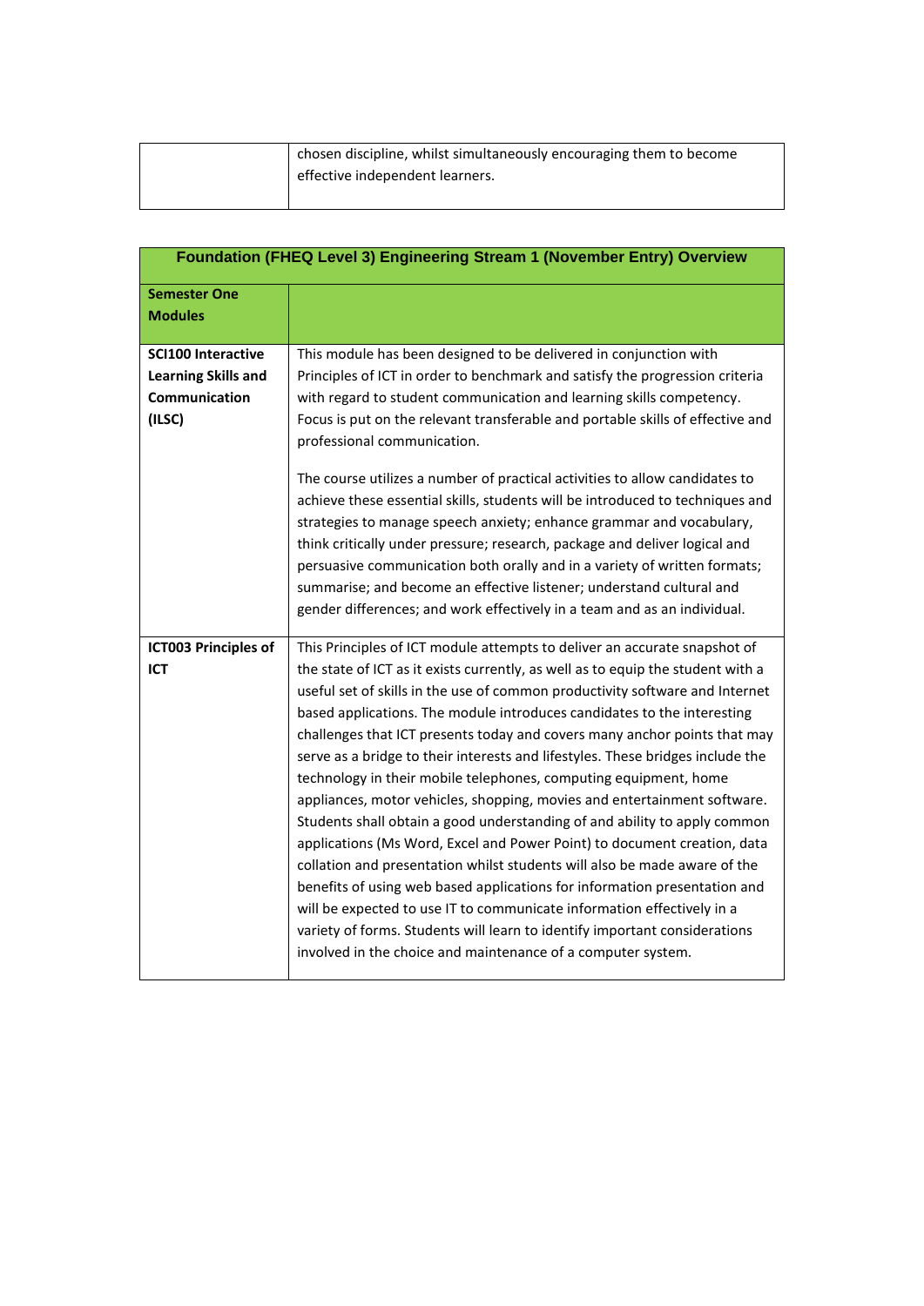| | |
|---|---|
| | chosen discipline, whilst simultaneously encouraging them to become effective independent learners. |

| Foundation (FHEQ Level 3) Engineering Stream 1 (November Entry) Overview | |
|---|---|
| **Semester One Modules** | |
| **SCI100 Interactive Learning Skills and Communication (ILSC)** | This module has been designed to be delivered in conjunction with Principles of ICT in order to benchmark and satisfy the progression criteria with regard to student communication and learning skills competency. Focus is put on the relevant transferable and portable skills of effective and professional communication.<br><br>The course utilizes a number of practical activities to allow candidates to achieve these essential skills, students will be introduced to techniques and strategies to manage speech anxiety; enhance grammar and vocabulary, think critically under pressure; research, package and deliver logical and persuasive communication both orally and in a variety of written formats; summarise; and become an effective listener; understand cultural and gender differences; and work effectively in a team and as an individual. |
| **ICT003 Principles of ICT** | This Principles of ICT module attempts to deliver an accurate snapshot of the state of ICT as it exists currently, as well as to equip the student with a useful set of skills in the use of common productivity software and Internet based applications. The module introduces candidates to the interesting challenges that ICT presents today and covers many anchor points that may serve as a bridge to their interests and lifestyles. These bridges include the technology in their mobile telephones, computing equipment, home appliances, motor vehicles, shopping, movies and entertainment software. Students shall obtain a good understanding of and ability to apply common applications (Ms Word, Excel and Power Point) to document creation, data collation and presentation whilst students will also be made aware of the benefits of using web based applications for information presentation and will be expected to use IT to communicate information effectively in a variety of forms. Students will learn to identify important considerations involved in the choice and maintenance of a computer system. |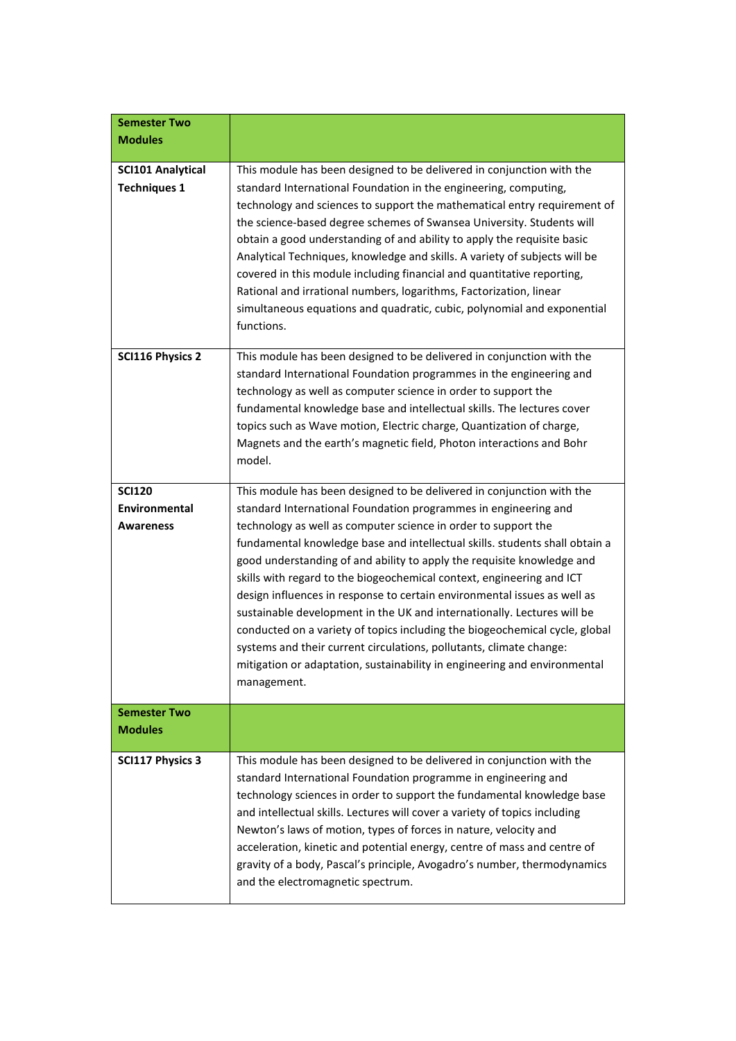| **Semester Two Modules** | |
|---|---|
| **SCI101 Analytical Techniques 1** | This module has been designed to be delivered in conjunction with the standard International Foundation in the engineering, computing, technology and sciences to support the mathematical entry requirement of the science-based degree schemes of Swansea University. Students will obtain a good understanding of and ability to apply the requisite basic Analytical Techniques, knowledge and skills. A variety of subjects will be covered in this module including financial and quantitative reporting, Rational and irrational numbers, logarithms, Factorization, linear simultaneous equations and quadratic, cubic, polynomial and exponential functions. |
| **SCI116 Physics 2** | This module has been designed to be delivered in conjunction with the standard International Foundation programmes in the engineering and technology as well as computer science in order to support the fundamental knowledge base and intellectual skills. The lectures cover topics such as Wave motion, Electric charge, Quantization of charge, Magnets and the earth's magnetic field, Photon interactions and Bohr model. |
| **SCI120 Environmental Awareness** | This module has been designed to be delivered in conjunction with the standard International Foundation programmes in engineering and technology as well as computer science in order to support the fundamental knowledge base and intellectual skills. students shall obtain a good understanding of and ability to apply the requisite knowledge and skills with regard to the biogeochemical context, engineering and ICT design influences in response to certain environmental issues as well as sustainable development in the UK and internationally. Lectures will be conducted on a variety of topics including the biogeochemical cycle, global systems and their current circulations, pollutants, climate change: mitigation or adaptation, sustainability in engineering and environmental management. |
| **Semester Two Modules** | |
| **SCI117 Physics 3** | This module has been designed to be delivered in conjunction with the standard International Foundation programme in engineering and technology sciences in order to support the fundamental knowledge base and intellectual skills. Lectures will cover a variety of topics including Newton's laws of motion, types of forces in nature, velocity and acceleration, kinetic and potential energy, centre of mass and centre of gravity of a body, Pascal's principle, Avogadro's number, thermodynamics and the electromagnetic spectrum. |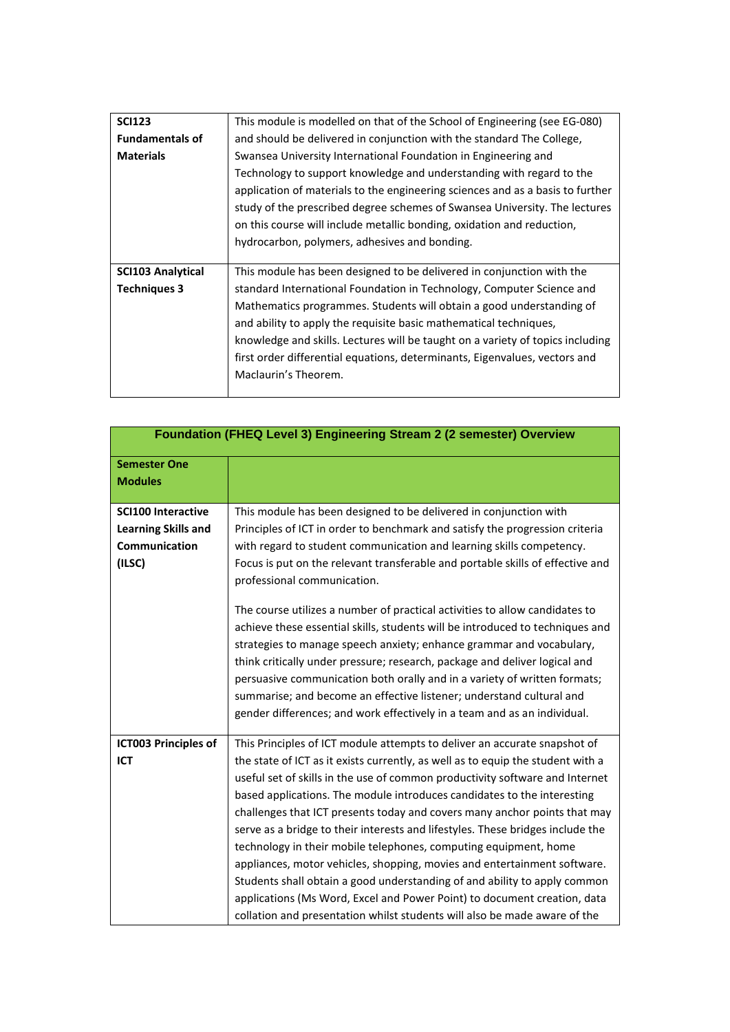| | |
|---|---|
| **SCI123 Fundamentals of Materials** | This module is modelled on that of the School of Engineering (see EG-080) and should be delivered in conjunction with the standard The College, Swansea University International Foundation in Engineering and Technology to support knowledge and understanding with regard to the application of materials to the engineering sciences and as a basis to further study of the prescribed degree schemes of Swansea University. The lectures on this course will include metallic bonding, oxidation and reduction, hydrocarbon, polymers, adhesives and bonding. |
| **SCI103 Analytical Techniques 3** | This module has been designed to be delivered in conjunction with the standard International Foundation in Technology, Computer Science and Mathematics programmes. Students will obtain a good understanding of and ability to apply the requisite basic mathematical techniques, knowledge and skills. Lectures will be taught on a variety of topics including first order differential equations, determinants, Eigenvalues, vectors and Maclaurin's Theorem. |

| **Foundation (FHEQ Level 3) Engineering Stream 2 (2 semester) Overview** | |
|---|---|
| **Semester One Modules** | |
| **SCI100 Interactive Learning Skills and Communication (ILSC)** | This module has been designed to be delivered in conjunction with Principles of ICT in order to benchmark and satisfy the progression criteria with regard to student communication and learning skills competency. Focus is put on the relevant transferable and portable skills of effective and professional communication.<br><br>The course utilizes a number of practical activities to allow candidates to achieve these essential skills, students will be introduced to techniques and strategies to manage speech anxiety; enhance grammar and vocabulary, think critically under pressure; research, package and deliver logical and persuasive communication both orally and in a variety of written formats; summarise; and become an effective listener; understand cultural and gender differences; and work effectively in a team and as an individual. |
| **ICT003 Principles of ICT** | This Principles of ICT module attempts to deliver an accurate snapshot of the state of ICT as it exists currently, as well as to equip the student with a useful set of skills in the use of common productivity software and Internet based applications. The module introduces candidates to the interesting challenges that ICT presents today and covers many anchor points that may serve as a bridge to their interests and lifestyles. These bridges include the technology in their mobile telephones, computing equipment, home appliances, motor vehicles, shopping, movies and entertainment software. Students shall obtain a good understanding of and ability to apply common applications (Ms Word, Excel and Power Point) to document creation, data collation and presentation whilst students will also be made aware of the |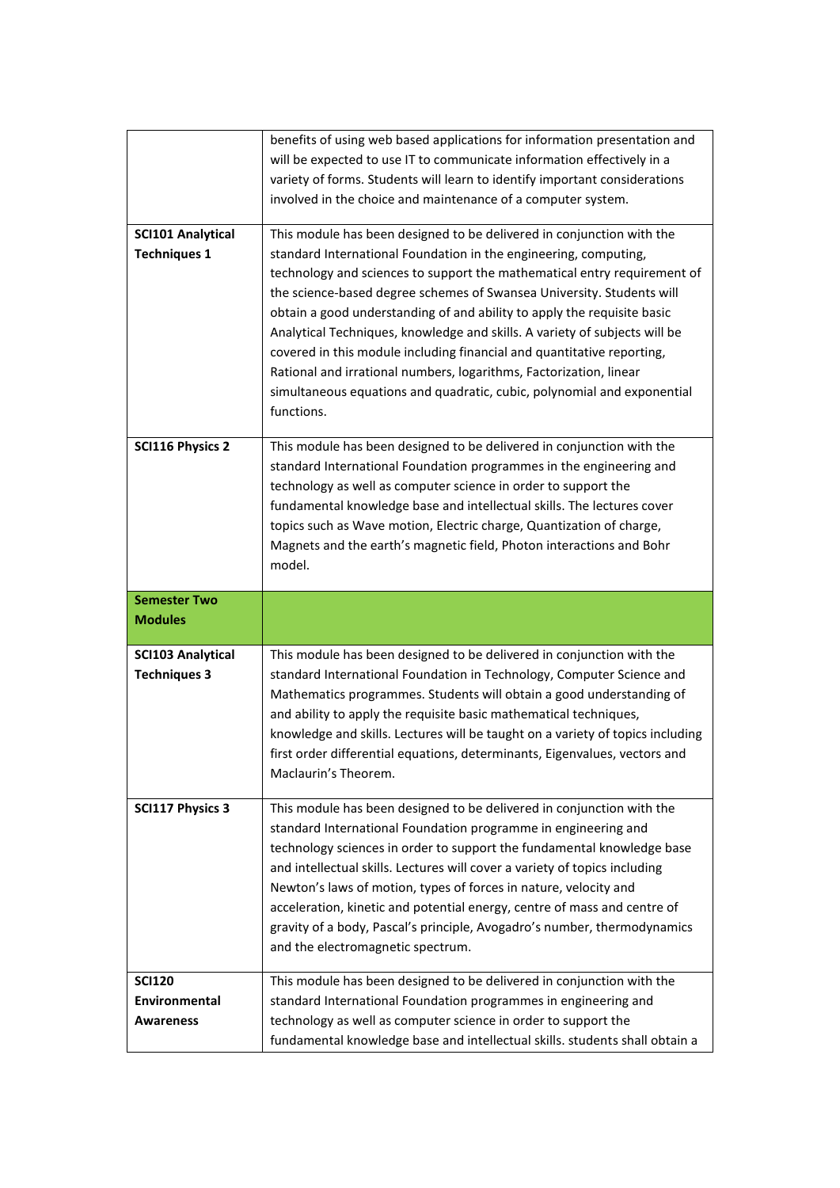| | |
|---|---|
| | benefits of using web based applications for information presentation and will be expected to use IT to communicate information effectively in a variety of forms. Students will learn to identify important considerations involved in the choice and maintenance of a computer system. |
| **SCI101 Analytical Techniques 1** | This module has been designed to be delivered in conjunction with the standard International Foundation in the engineering, computing, technology and sciences to support the mathematical entry requirement of the science-based degree schemes of Swansea University. Students will obtain a good understanding of and ability to apply the requisite basic Analytical Techniques, knowledge and skills. A variety of subjects will be covered in this module including financial and quantitative reporting, Rational and irrational numbers, logarithms, Factorization, linear simultaneous equations and quadratic, cubic, polynomial and exponential functions. |
| **SCI116 Physics 2** | This module has been designed to be delivered in conjunction with the standard International Foundation programmes in the engineering and technology as well as computer science in order to support the fundamental knowledge base and intellectual skills. The lectures cover topics such as Wave motion, Electric charge, Quantization of charge, Magnets and the earth's magnetic field, Photon interactions and Bohr model. |
| **Semester Two Modules** | |
| **SCI103 Analytical Techniques 3** | This module has been designed to be delivered in conjunction with the standard International Foundation in Technology, Computer Science and Mathematics programmes. Students will obtain a good understanding of and ability to apply the requisite basic mathematical techniques, knowledge and skills. Lectures will be taught on a variety of topics including first order differential equations, determinants, Eigenvalues, vectors and Maclaurin's Theorem. |
| **SCI117 Physics 3** | This module has been designed to be delivered in conjunction with the standard International Foundation programme in engineering and technology sciences in order to support the fundamental knowledge base and intellectual skills. Lectures will cover a variety of topics including Newton's laws of motion, types of forces in nature, velocity and acceleration, kinetic and potential energy, centre of mass and centre of gravity of a body, Pascal's principle, Avogadro's number, thermodynamics and the electromagnetic spectrum. |
| **SCI120 Environmental Awareness** | This module has been designed to be delivered in conjunction with the standard International Foundation programmes in engineering and technology as well as computer science in order to support the fundamental knowledge base and intellectual skills. students shall obtain a |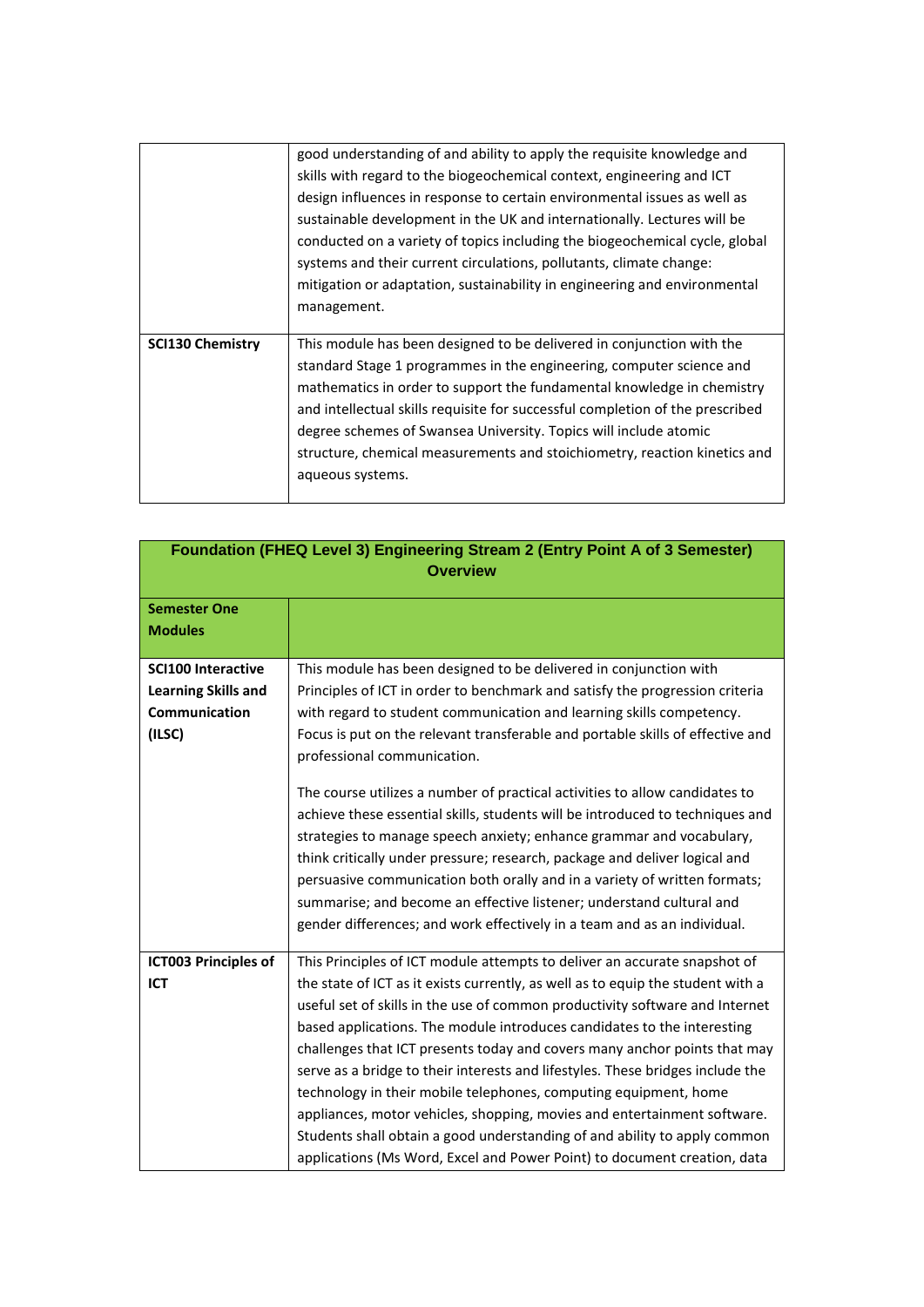| | |
|---|---|
| | good understanding of and ability to apply the requisite knowledge and skills with regard to the biogeochemical context, engineering and ICT design influences in response to certain environmental issues as well as sustainable development in the UK and internationally. Lectures will be conducted on a variety of topics including the biogeochemical cycle, global systems and their current circulations, pollutants, climate change: mitigation or adaptation, sustainability in engineering and environmental management. |
| **SCI130 Chemistry** | This module has been designed to be delivered in conjunction with the standard Stage 1 programmes in the engineering, computer science and mathematics in order to support the fundamental knowledge in chemistry and intellectual skills requisite for successful completion of the prescribed degree schemes of Swansea University. Topics will include atomic structure, chemical measurements and stoichiometry, reaction kinetics and aqueous systems. |

| **Foundation (FHEQ Level 3) Engineering Stream 2 (Entry Point A of 3 Semester) Overview** | |
|---|---|
| **Semester One Modules** | |
| **SCI100 Interactive Learning Skills and Communication (ILSC)** | This module has been designed to be delivered in conjunction with Principles of ICT in order to benchmark and satisfy the progression criteria with regard to student communication and learning skills competency. Focus is put on the relevant transferable and portable skills of effective and professional communication.<br><br>The course utilizes a number of practical activities to allow candidates to achieve these essential skills, students will be introduced to techniques and strategies to manage speech anxiety; enhance grammar and vocabulary, think critically under pressure; research, package and deliver logical and persuasive communication both orally and in a variety of written formats; summarise; and become an effective listener; understand cultural and gender differences; and work effectively in a team and as an individual. |
| **ICT003 Principles of ICT** | This Principles of ICT module attempts to deliver an accurate snapshot of the state of ICT as it exists currently, as well as to equip the student with a useful set of skills in the use of common productivity software and Internet based applications. The module introduces candidates to the interesting challenges that ICT presents today and covers many anchor points that may serve as a bridge to their interests and lifestyles. These bridges include the technology in their mobile telephones, computing equipment, home appliances, motor vehicles, shopping, movies and entertainment software. Students shall obtain a good understanding of and ability to apply common applications (Ms Word, Excel and Power Point) to document creation, data |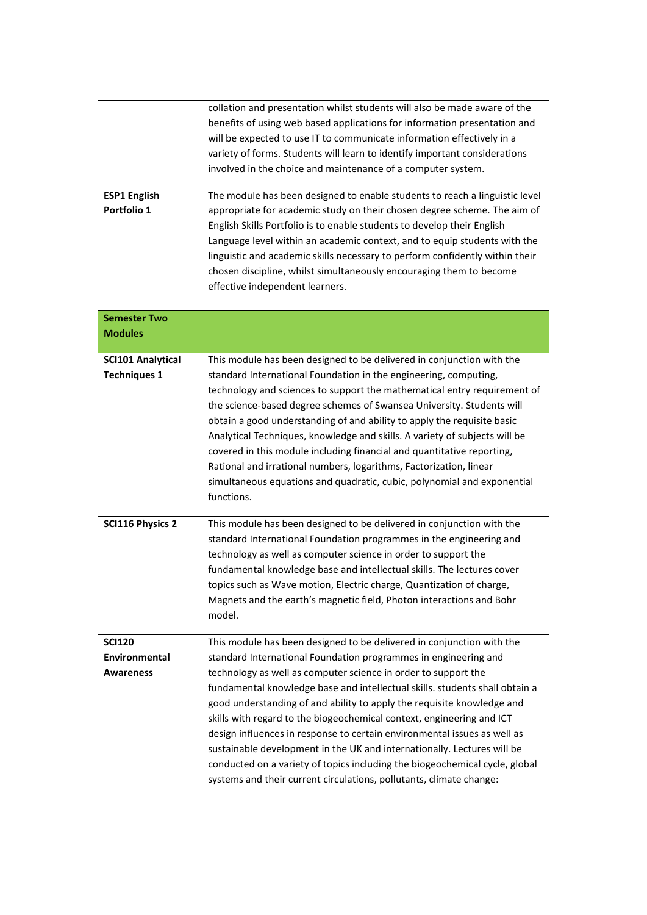| | |
|---|---|
| | collation and presentation whilst students will also be made aware of the benefits of using web based applications for information presentation and will be expected to use IT to communicate information effectively in a variety of forms. Students will learn to identify important considerations involved in the choice and maintenance of a computer system. |
| **ESP1 English Portfolio 1** | The module has been designed to enable students to reach a linguistic level appropriate for academic study on their chosen degree scheme. The aim of English Skills Portfolio is to enable students to develop their English Language level within an academic context, and to equip students with the linguistic and academic skills necessary to perform confidently within their chosen discipline, whilst simultaneously encouraging them to become effective independent learners. |
| **Semester Two Modules** | |
| **SCI101 Analytical Techniques 1** | This module has been designed to be delivered in conjunction with the standard International Foundation in the engineering, computing, technology and sciences to support the mathematical entry requirement of the science-based degree schemes of Swansea University. Students will obtain a good understanding of and ability to apply the requisite basic Analytical Techniques, knowledge and skills. A variety of subjects will be covered in this module including financial and quantitative reporting, Rational and irrational numbers, logarithms, Factorization, linear simultaneous equations and quadratic, cubic, polynomial and exponential functions. |
| **SCI116 Physics 2** | This module has been designed to be delivered in conjunction with the standard International Foundation programmes in the engineering and technology as well as computer science in order to support the fundamental knowledge base and intellectual skills. The lectures cover topics such as Wave motion, Electric charge, Quantization of charge, Magnets and the earth's magnetic field, Photon interactions and Bohr model. |
| **SCI120 Environmental Awareness** | This module has been designed to be delivered in conjunction with the standard International Foundation programmes in engineering and technology as well as computer science in order to support the fundamental knowledge base and intellectual skills. students shall obtain a good understanding of and ability to apply the requisite knowledge and skills with regard to the biogeochemical context, engineering and ICT design influences in response to certain environmental issues as well as sustainable development in the UK and internationally. Lectures will be conducted on a variety of topics including the biogeochemical cycle, global systems and their current circulations, pollutants, climate change: |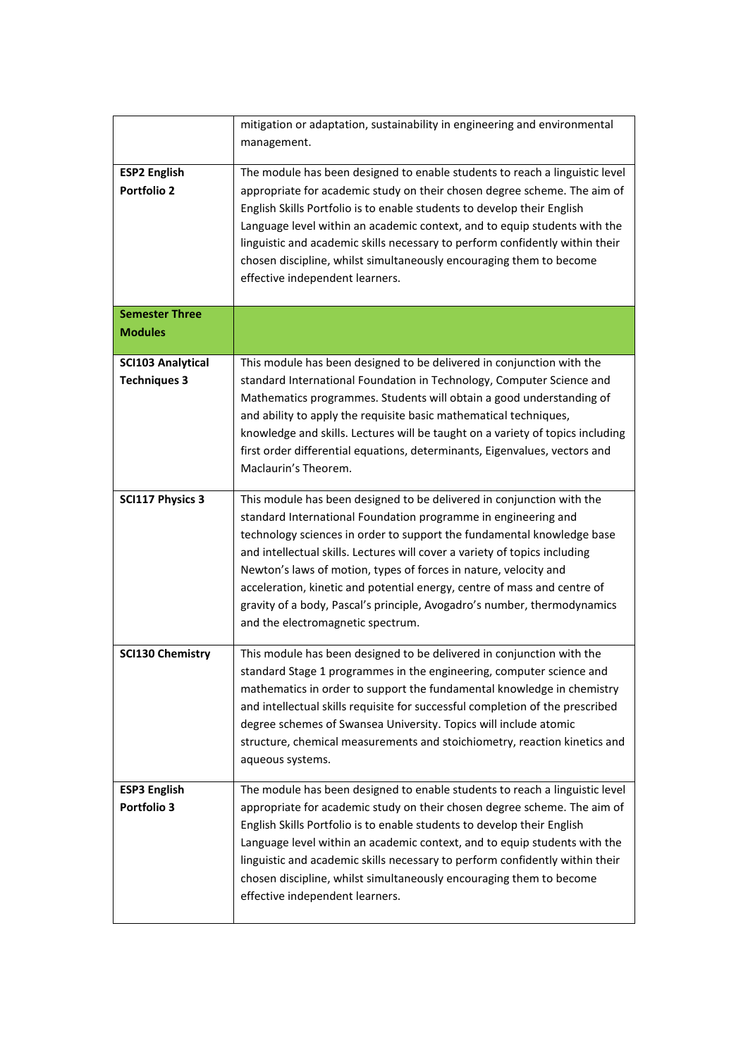| | |
|---|---|
| | mitigation or adaptation, sustainability in engineering and environmental management. |
| **ESP2 English Portfolio 2** | The module has been designed to enable students to reach a linguistic level appropriate for academic study on their chosen degree scheme. The aim of English Skills Portfolio is to enable students to develop their English Language level within an academic context, and to equip students with the linguistic and academic skills necessary to perform confidently within their chosen discipline, whilst simultaneously encouraging them to become effective independent learners. |
| **Semester Three Modules** | |
| **SCI103 Analytical Techniques 3** | This module has been designed to be delivered in conjunction with the standard International Foundation in Technology, Computer Science and Mathematics programmes. Students will obtain a good understanding of and ability to apply the requisite basic mathematical techniques, knowledge and skills. Lectures will be taught on a variety of topics including first order differential equations, determinants, Eigenvalues, vectors and Maclaurin's Theorem. |
| **SCI117 Physics 3** | This module has been designed to be delivered in conjunction with the standard International Foundation programme in engineering and technology sciences in order to support the fundamental knowledge base and intellectual skills. Lectures will cover a variety of topics including Newton's laws of motion, types of forces in nature, velocity and acceleration, kinetic and potential energy, centre of mass and centre of gravity of a body, Pascal's principle, Avogadro's number, thermodynamics and the electromagnetic spectrum. |
| **SCI130 Chemistry** | This module has been designed to be delivered in conjunction with the standard Stage 1 programmes in the engineering, computer science and mathematics in order to support the fundamental knowledge in chemistry and intellectual skills requisite for successful completion of the prescribed degree schemes of Swansea University. Topics will include atomic structure, chemical measurements and stoichiometry, reaction kinetics and aqueous systems. |
| **ESP3 English Portfolio 3** | The module has been designed to enable students to reach a linguistic level appropriate for academic study on their chosen degree scheme. The aim of English Skills Portfolio is to enable students to develop their English Language level within an academic context, and to equip students with the linguistic and academic skills necessary to perform confidently within their chosen discipline, whilst simultaneously encouraging them to become effective independent learners. |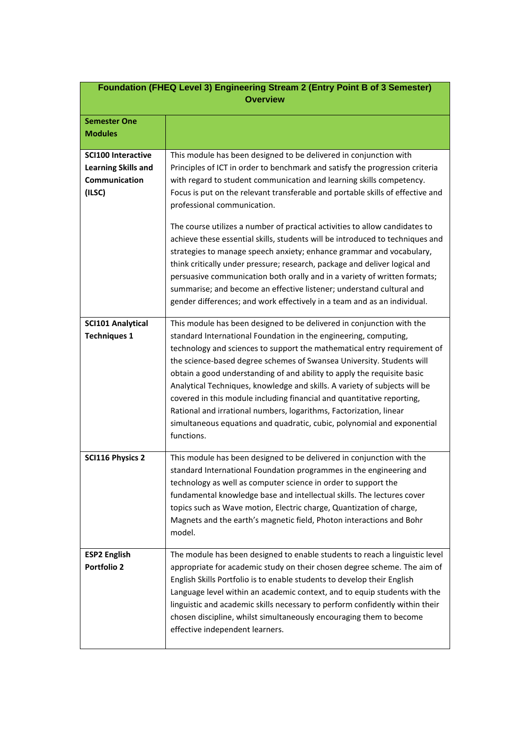| Foundation (FHEQ Level 3) Engineering Stream 2 (Entry Point B of 3 Semester) Overview | |
|---|---|
| **Semester One Modules** | |
| **SCI100 Interactive Learning Skills and Communication (ILSC)** | This module has been designed to be delivered in conjunction with Principles of ICT in order to benchmark and satisfy the progression criteria with regard to student communication and learning skills competency. Focus is put on the relevant transferable and portable skills of effective and professional communication.<br><br>The course utilizes a number of practical activities to allow candidates to achieve these essential skills, students will be introduced to techniques and strategies to manage speech anxiety; enhance grammar and vocabulary, think critically under pressure; research, package and deliver logical and persuasive communication both orally and in a variety of written formats; summarise; and become an effective listener; understand cultural and gender differences; and work effectively in a team and as an individual. |
| **SCI101 Analytical Techniques 1** | This module has been designed to be delivered in conjunction with the standard International Foundation in the engineering, computing, technology and sciences to support the mathematical entry requirement of the science-based degree schemes of Swansea University. Students will obtain a good understanding of and ability to apply the requisite basic Analytical Techniques, knowledge and skills. A variety of subjects will be covered in this module including financial and quantitative reporting, Rational and irrational numbers, logarithms, Factorization, linear simultaneous equations and quadratic, cubic, polynomial and exponential functions. |
| **SCI116 Physics 2** | This module has been designed to be delivered in conjunction with the standard International Foundation programmes in the engineering and technology as well as computer science in order to support the fundamental knowledge base and intellectual skills. The lectures cover topics such as Wave motion, Electric charge, Quantization of charge, Magnets and the earth's magnetic field, Photon interactions and Bohr model. |
| **ESP2 English Portfolio 2** | The module has been designed to enable students to reach a linguistic level appropriate for academic study on their chosen degree scheme. The aim of English Skills Portfolio is to enable students to develop their English Language level within an academic context, and to equip students with the linguistic and academic skills necessary to perform confidently within their chosen discipline, whilst simultaneously encouraging them to become effective independent learners. |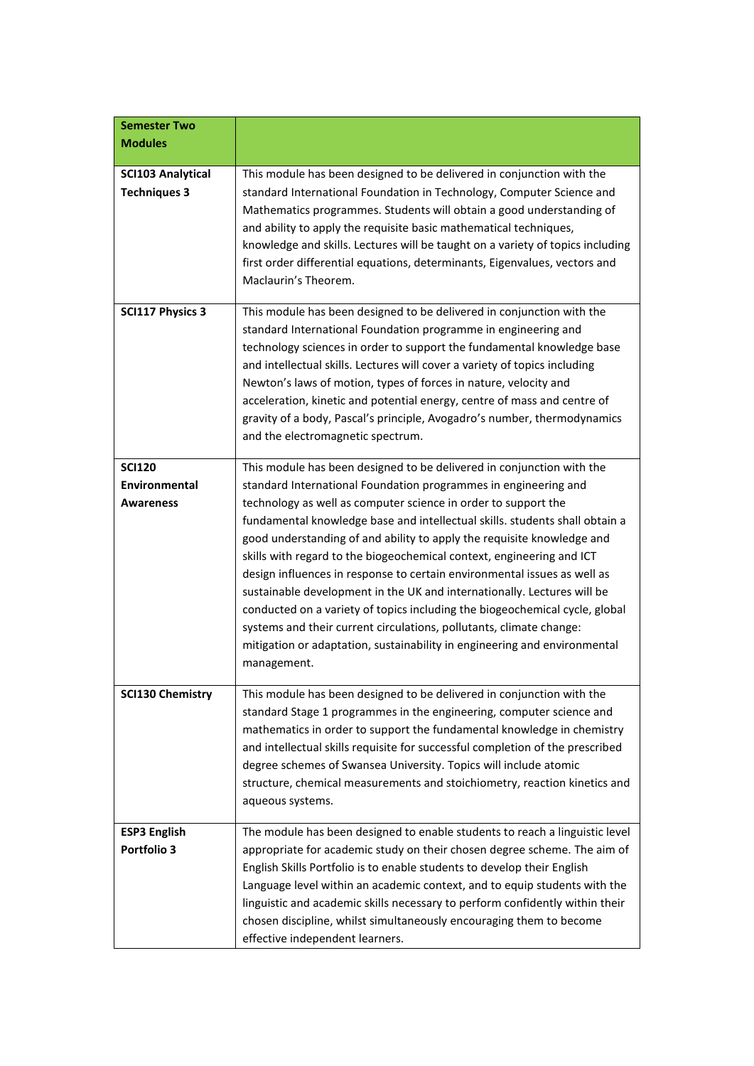| **Semester Two Modules** | |
|---|---|
| **SCI103 Analytical Techniques 3** | This module has been designed to be delivered in conjunction with the standard International Foundation in Technology, Computer Science and Mathematics programmes. Students will obtain a good understanding of and ability to apply the requisite basic mathematical techniques, knowledge and skills. Lectures will be taught on a variety of topics including first order differential equations, determinants, Eigenvalues, vectors and Maclaurin's Theorem. |
| **SCI117 Physics 3** | This module has been designed to be delivered in conjunction with the standard International Foundation programme in engineering and technology sciences in order to support the fundamental knowledge base and intellectual skills. Lectures will cover a variety of topics including Newton's laws of motion, types of forces in nature, velocity and acceleration, kinetic and potential energy, centre of mass and centre of gravity of a body, Pascal's principle, Avogadro's number, thermodynamics and the electromagnetic spectrum. |
| **SCI120 Environmental Awareness** | This module has been designed to be delivered in conjunction with the standard International Foundation programmes in engineering and technology as well as computer science in order to support the fundamental knowledge base and intellectual skills. students shall obtain a good understanding of and ability to apply the requisite knowledge and skills with regard to the biogeochemical context, engineering and ICT design influences in response to certain environmental issues as well as sustainable development in the UK and internationally. Lectures will be conducted on a variety of topics including the biogeochemical cycle, global systems and their current circulations, pollutants, climate change: mitigation or adaptation, sustainability in engineering and environmental management. |
| **SCI130 Chemistry** | This module has been designed to be delivered in conjunction with the standard Stage 1 programmes in the engineering, computer science and mathematics in order to support the fundamental knowledge in chemistry and intellectual skills requisite for successful completion of the prescribed degree schemes of Swansea University. Topics will include atomic structure, chemical measurements and stoichiometry, reaction kinetics and aqueous systems. |
| **ESP3 English Portfolio 3** | The module has been designed to enable students to reach a linguistic level appropriate for academic study on their chosen degree scheme. The aim of English Skills Portfolio is to enable students to develop their English Language level within an academic context, and to equip students with the linguistic and academic skills necessary to perform confidently within their chosen discipline, whilst simultaneously encouraging them to become effective independent learners. |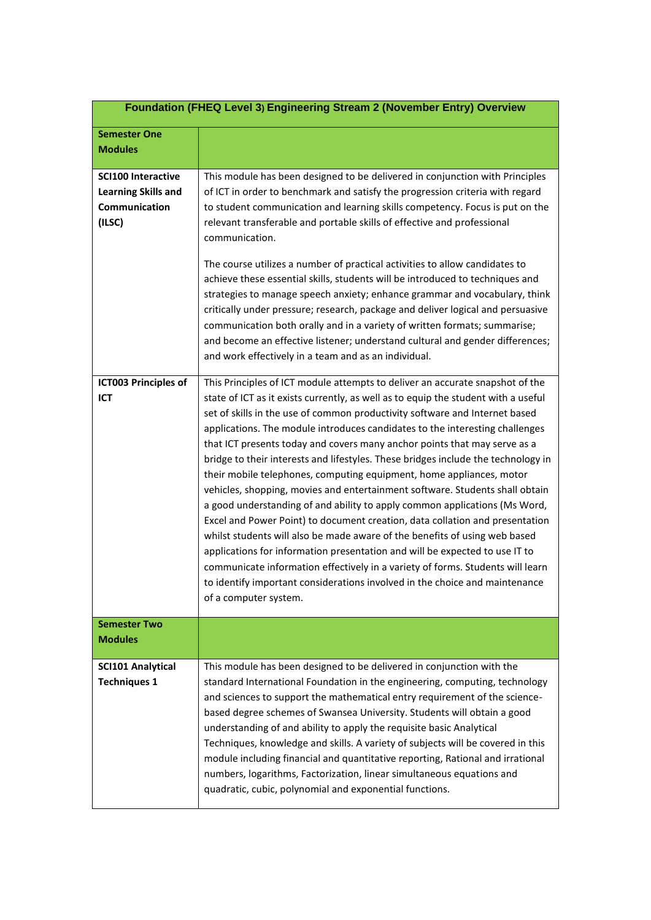| Foundation (FHEQ Level 3) Engineering Stream 2 (November Entry) Overview | |
|---|---|
| **Semester One Modules** | |
| **SCI100 Interactive Learning Skills and Communication (ILSC)** | This module has been designed to be delivered in conjunction with Principles of ICT in order to benchmark and satisfy the progression criteria with regard to student communication and learning skills competency. Focus is put on the relevant transferable and portable skills of effective and professional communication.<br><br>The course utilizes a number of practical activities to allow candidates to achieve these essential skills, students will be introduced to techniques and strategies to manage speech anxiety; enhance grammar and vocabulary, think critically under pressure; research, package and deliver logical and persuasive communication both orally and in a variety of written formats; summarise; and become an effective listener; understand cultural and gender differences; and work effectively in a team and as an individual. |
| **ICT003 Principles of ICT** | This Principles of ICT module attempts to deliver an accurate snapshot of the state of ICT as it exists currently, as well as to equip the student with a useful set of skills in the use of common productivity software and Internet based applications. The module introduces candidates to the interesting challenges that ICT presents today and covers many anchor points that may serve as a bridge to their interests and lifestyles. These bridges include the technology in their mobile telephones, computing equipment, home appliances, motor vehicles, shopping, movies and entertainment software. Students shall obtain a good understanding of and ability to apply common applications (Ms Word, Excel and Power Point) to document creation, data collation and presentation whilst students will also be made aware of the benefits of using web based applications for information presentation and will be expected to use IT to communicate information effectively in a variety of forms. Students will learn to identify important considerations involved in the choice and maintenance of a computer system. |
| **Semester Two Modules** | |
| **SCI101 Analytical Techniques 1** | This module has been designed to be delivered in conjunction with the standard International Foundation in the engineering, computing, technology and sciences to support the mathematical entry requirement of the science-based degree schemes of Swansea University. Students will obtain a good understanding of and ability to apply the requisite basic Analytical Techniques, knowledge and skills. A variety of subjects will be covered in this module including financial and quantitative reporting, Rational and irrational numbers, logarithms, Factorization, linear simultaneous equations and quadratic, cubic, polynomial and exponential functions. |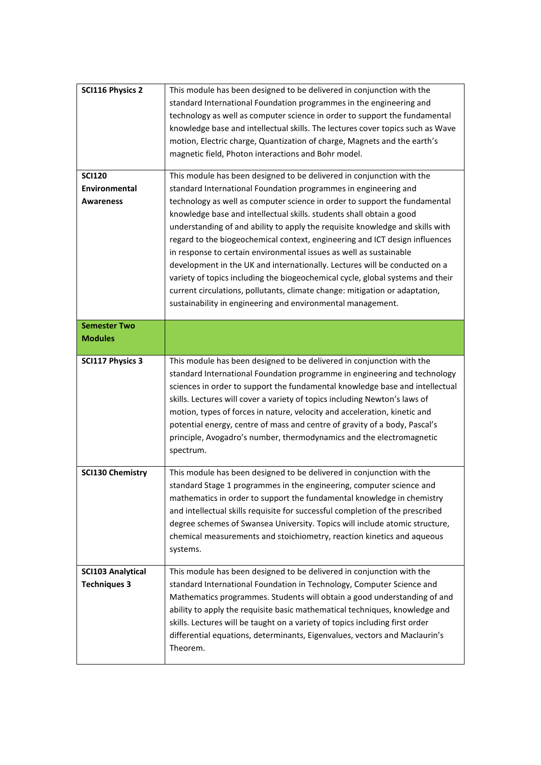| | |
|---|---|
| **SCI116 Physics 2** | This module has been designed to be delivered in conjunction with the standard International Foundation programmes in the engineering and technology as well as computer science in order to support the fundamental knowledge base and intellectual skills. The lectures cover topics such as Wave motion, Electric charge, Quantization of charge, Magnets and the earth's magnetic field, Photon interactions and Bohr model. |
| **SCI120 Environmental Awareness** | This module has been designed to be delivered in conjunction with the standard International Foundation programmes in engineering and technology as well as computer science in order to support the fundamental knowledge base and intellectual skills. students shall obtain a good understanding of and ability to apply the requisite knowledge and skills with regard to the biogeochemical context, engineering and ICT design influences in response to certain environmental issues as well as sustainable development in the UK and internationally. Lectures will be conducted on a variety of topics including the biogeochemical cycle, global systems and their current circulations, pollutants, climate change: mitigation or adaptation, sustainability in engineering and environmental management. |
| **Semester Two Modules** | |
| **SCI117 Physics 3** | This module has been designed to be delivered in conjunction with the standard International Foundation programme in engineering and technology sciences in order to support the fundamental knowledge base and intellectual skills. Lectures will cover a variety of topics including Newton's laws of motion, types of forces in nature, velocity and acceleration, kinetic and potential energy, centre of mass and centre of gravity of a body, Pascal's principle, Avogadro's number, thermodynamics and the electromagnetic spectrum. |
| **SCI130 Chemistry** | This module has been designed to be delivered in conjunction with the standard Stage 1 programmes in the engineering, computer science and mathematics in order to support the fundamental knowledge in chemistry and intellectual skills requisite for successful completion of the prescribed degree schemes of Swansea University. Topics will include atomic structure, chemical measurements and stoichiometry, reaction kinetics and aqueous systems. |
| **SCI103 Analytical Techniques 3** | This module has been designed to be delivered in conjunction with the standard International Foundation in Technology, Computer Science and Mathematics programmes. Students will obtain a good understanding of and ability to apply the requisite basic mathematical techniques, knowledge and skills. Lectures will be taught on a variety of topics including first order differential equations, determinants, Eigenvalues, vectors and Maclaurin's Theorem. |